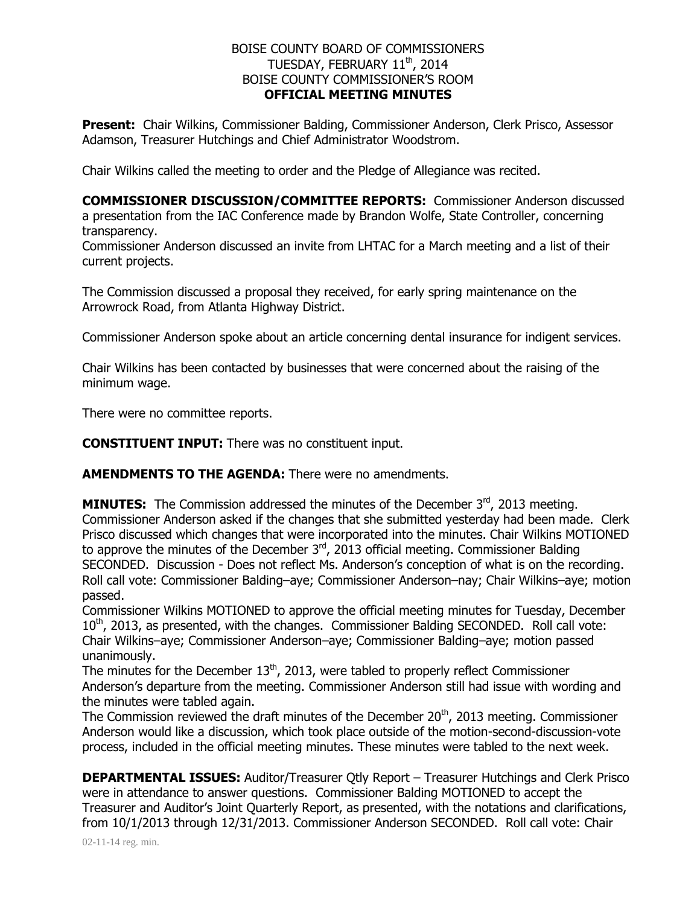# BOISE COUNTY BOARD OF COMMISSIONERS
# TUESDAY, FEBRUARY 11th, 2014
# BOISE COUNTY COMMISSIONER'S ROOM
# OFFICIAL MEETING MINUTES

**Present:** Chair Wilkins, Commissioner Balding, Commissioner Anderson, Clerk Prisco, Assessor Adamson, Treasurer Hutchings and Chief Administrator Woodstrom.

Chair Wilkins called the meeting to order and the Pledge of Allegiance was recited.

**COMMISSIONER DISCUSSION/COMMITTEE REPORTS:** Commissioner Anderson discussed a presentation from the IAC Conference made by Brandon Wolfe, State Controller, concerning transparency.
Commissioner Anderson discussed an invite from LHTAC for a March meeting and a list of their current projects.

The Commission discussed a proposal they received, for early spring maintenance on the Arrowrock Road, from Atlanta Highway District.

Commissioner Anderson spoke about an article concerning dental insurance for indigent services.

Chair Wilkins has been contacted by businesses that were concerned about the raising of the minimum wage.

There were no committee reports.

**CONSTITUENT INPUT:** There was no constituent input.

**AMENDMENTS TO THE AGENDA:** There were no amendments.

**MINUTES:** The Commission addressed the minutes of the December 3rd, 2013 meeting. Commissioner Anderson asked if the changes that she submitted yesterday had been made. Clerk Prisco discussed which changes that were incorporated into the minutes. Chair Wilkins MOTIONED to approve the minutes of the December 3rd, 2013 official meeting. Commissioner Balding SECONDED. Discussion - Does not reflect Ms. Anderson's conception of what is on the recording. Roll call vote: Commissioner Balding–aye; Commissioner Anderson–nay; Chair Wilkins–aye; motion passed.
Commissioner Wilkins MOTIONED to approve the official meeting minutes for Tuesday, December 10th, 2013, as presented, with the changes. Commissioner Balding SECONDED. Roll call vote: Chair Wilkins–aye; Commissioner Anderson–aye; Commissioner Balding–aye; motion passed unanimously.
The minutes for the December 13th, 2013, were tabled to properly reflect Commissioner Anderson's departure from the meeting. Commissioner Anderson still had issue with wording and the minutes were tabled again.
The Commission reviewed the draft minutes of the December 20th, 2013 meeting. Commissioner Anderson would like a discussion, which took place outside of the motion-second-discussion-vote process, included in the official meeting minutes. These minutes were tabled to the next week.

**DEPARTMENTAL ISSUES:** Auditor/Treasurer Qtly Report – Treasurer Hutchings and Clerk Prisco were in attendance to answer questions. Commissioner Balding MOTIONED to accept the Treasurer and Auditor's Joint Quarterly Report, as presented, with the notations and clarifications, from 10/1/2013 through 12/31/2013. Commissioner Anderson SECONDED. Roll call vote: Chair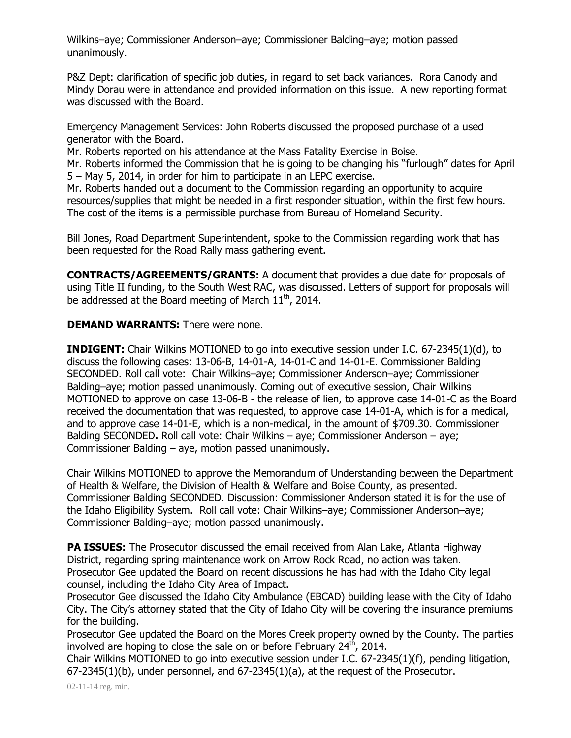Wilkins–aye; Commissioner Anderson–aye; Commissioner Balding–aye; motion passed unanimously.

P&Z Dept: clarification of specific job duties, in regard to set back variances. Rora Canody and Mindy Dorau were in attendance and provided information on this issue. A new reporting format was discussed with the Board.

Emergency Management Services: John Roberts discussed the proposed purchase of a used generator with the Board.
Mr. Roberts reported on his attendance at the Mass Fatality Exercise in Boise.
Mr. Roberts informed the Commission that he is going to be changing his "furlough" dates for April 5 – May 5, 2014, in order for him to participate in an LEPC exercise.
Mr. Roberts handed out a document to the Commission regarding an opportunity to acquire resources/supplies that might be needed in a first responder situation, within the first few hours. The cost of the items is a permissible purchase from Bureau of Homeland Security.

Bill Jones, Road Department Superintendent, spoke to the Commission regarding work that has been requested for the Road Rally mass gathering event.

**CONTRACTS/AGREEMENTS/GRANTS:** A document that provides a due date for proposals of using Title II funding, to the South West RAC, was discussed. Letters of support for proposals will be addressed at the Board meeting of March 11th, 2014.

**DEMAND WARRANTS:** There were none.

**INDIGENT:** Chair Wilkins MOTIONED to go into executive session under I.C. 67-2345(1)(d), to discuss the following cases: 13-06-B, 14-01-A, 14-01-C and 14-01-E. Commissioner Balding SECONDED. Roll call vote: Chair Wilkins–aye; Commissioner Anderson–aye; Commissioner Balding–aye; motion passed unanimously. Coming out of executive session, Chair Wilkins MOTIONED to approve on case 13-06-B - the release of lien, to approve case 14-01-C as the Board received the documentation that was requested, to approve case 14-01-A, which is for a medical, and to approve case 14-01-E, which is a non-medical, in the amount of $709.30. Commissioner Balding SECONDED**.** Roll call vote: Chair Wilkins – aye; Commissioner Anderson – aye; Commissioner Balding – aye, motion passed unanimously.

Chair Wilkins MOTIONED to approve the Memorandum of Understanding between the Department of Health & Welfare, the Division of Health & Welfare and Boise County, as presented. Commissioner Balding SECONDED. Discussion: Commissioner Anderson stated it is for the use of the Idaho Eligibility System. Roll call vote: Chair Wilkins–aye; Commissioner Anderson–aye; Commissioner Balding–aye; motion passed unanimously.

**PA ISSUES:** The Prosecutor discussed the email received from Alan Lake, Atlanta Highway District, regarding spring maintenance work on Arrow Rock Road, no action was taken.
Prosecutor Gee updated the Board on recent discussions he has had with the Idaho City legal counsel, including the Idaho City Area of Impact.
Prosecutor Gee discussed the Idaho City Ambulance (EBCAD) building lease with the City of Idaho City. The City's attorney stated that the City of Idaho City will be covering the insurance premiums for the building.
Prosecutor Gee updated the Board on the Mores Creek property owned by the County. The parties involved are hoping to close the sale on or before February 24th, 2014.
Chair Wilkins MOTIONED to go into executive session under I.C. 67-2345(1)(f), pending litigation, 67-2345(1)(b), under personnel, and 67-2345(1)(a), at the request of the Prosecutor.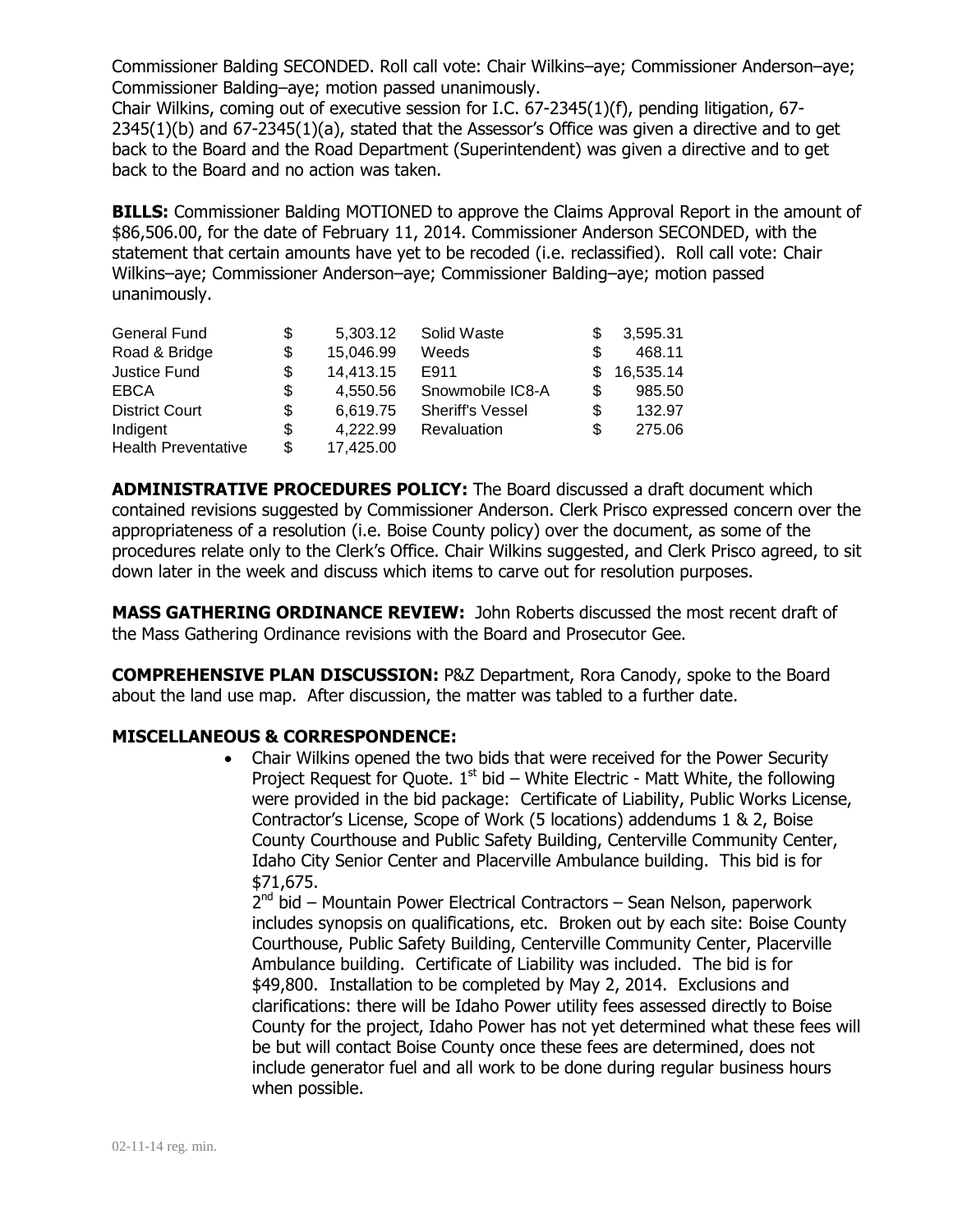Commissioner Balding SECONDED. Roll call vote: Chair Wilkins–aye; Commissioner Anderson–aye; Commissioner Balding–aye; motion passed unanimously.

Chair Wilkins, coming out of executive session for I.C. 67-2345(1)(f), pending litigation, 67-2345(1)(b) and 67-2345(1)(a), stated that the Assessor's Office was given a directive and to get back to the Board and the Road Department (Superintendent) was given a directive and to get back to the Board and no action was taken.

**BILLS:** Commissioner Balding MOTIONED to approve the Claims Approval Report in the amount of $86,506.00, for the date of February 11, 2014. Commissioner Anderson SECONDED, with the statement that certain amounts have yet to be recoded (i.e. reclassified). Roll call vote: Chair Wilkins–aye; Commissioner Anderson–aye; Commissioner Balding–aye; motion passed unanimously.

| | | | | | |
|---|---|---|---|---|---|
| General Fund | $ | 5,303.12 | Solid Waste | $ | 3,595.31 |
| Road & Bridge | $ | 15,046.99 | Weeds | $ | 468.11 |
| Justice Fund | $ | 14,413.15 | E911 | $ | 16,535.14 |
| EBCA | $ | 4,550.56 | Snowmobile IC8-A | $ | 985.50 |
| District Court | $ | 6,619.75 | Sheriff's Vessel | $ | 132.97 |
| Indigent | $ | 4,222.99 | Revaluation | $ | 275.06 |
| Health Preventative | $ | 17,425.00 | | | |

**ADMINISTRATIVE PROCEDURES POLICY:** The Board discussed a draft document which contained revisions suggested by Commissioner Anderson. Clerk Prisco expressed concern over the appropriateness of a resolution (i.e. Boise County policy) over the document, as some of the procedures relate only to the Clerk's Office. Chair Wilkins suggested, and Clerk Prisco agreed, to sit down later in the week and discuss which items to carve out for resolution purposes.

**MASS GATHERING ORDINANCE REVIEW:** John Roberts discussed the most recent draft of the Mass Gathering Ordinance revisions with the Board and Prosecutor Gee.

**COMPREHENSIVE PLAN DISCUSSION:** P&Z Department, Rora Canody, spoke to the Board about the land use map. After discussion, the matter was tabled to a further date.

**MISCELLANEOUS & CORRESPONDENCE:**

- Chair Wilkins opened the two bids that were received for the Power Security Project Request for Quote. 1st bid – White Electric - Matt White, the following were provided in the bid package: Certificate of Liability, Public Works License, Contractor's License, Scope of Work (5 locations) addendums 1 & 2, Boise County Courthouse and Public Safety Building, Centerville Community Center, Idaho City Senior Center and Placerville Ambulance building. This bid is for $71,675.

  2nd bid – Mountain Power Electrical Contractors – Sean Nelson, paperwork includes synopsis on qualifications, etc. Broken out by each site: Boise County Courthouse, Public Safety Building, Centerville Community Center, Placerville Ambulance building. Certificate of Liability was included. The bid is for $49,800. Installation to be completed by May 2, 2014. Exclusions and clarifications: there will be Idaho Power utility fees assessed directly to Boise County for the project, Idaho Power has not yet determined what these fees will be but will contact Boise County once these fees are determined, does not include generator fuel and all work to be done during regular business hours when possible.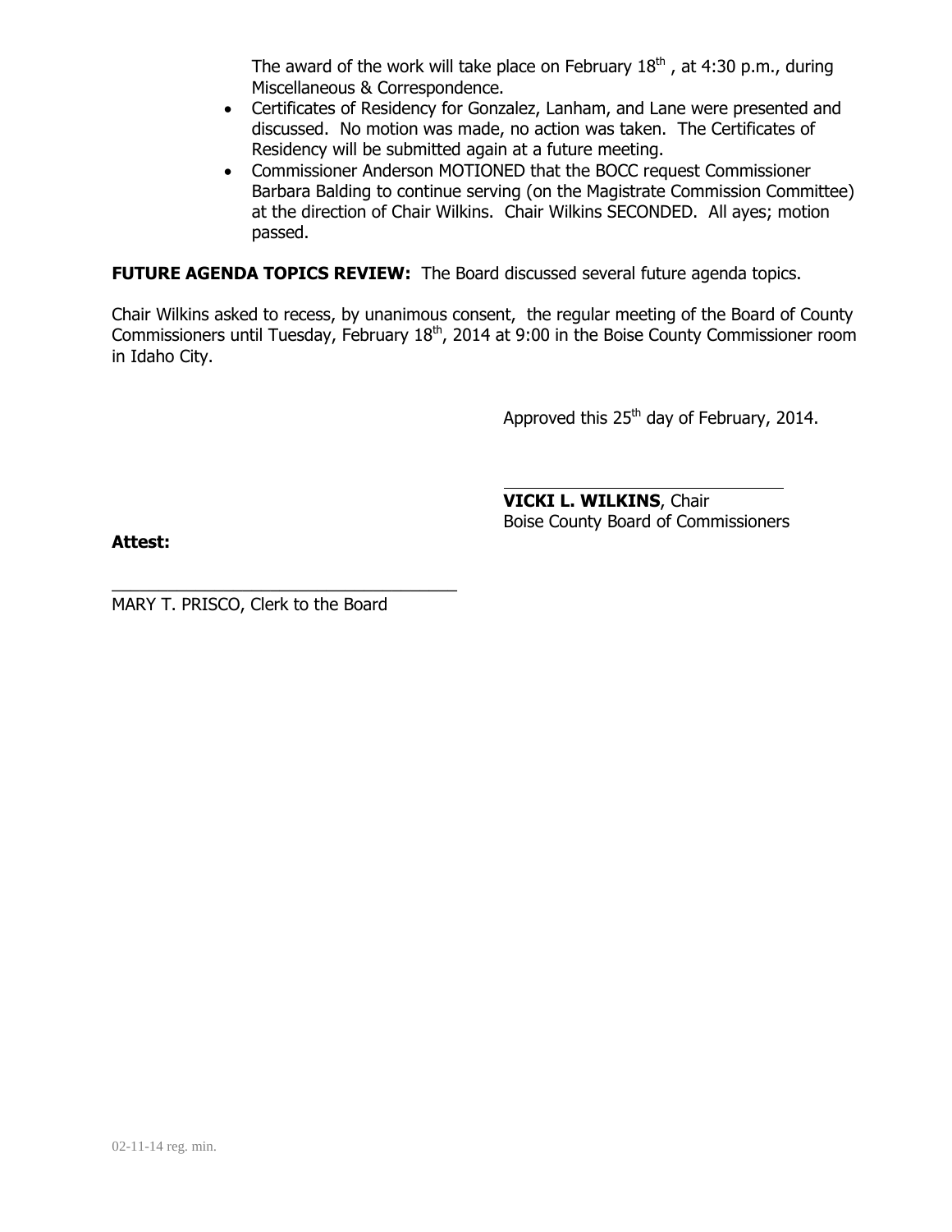The award of the work will take place on February 18th , at 4:30 p.m., during Miscellaneous & Correspondence.

- Certificates of Residency for Gonzalez, Lanham, and Lane were presented and discussed. No motion was made, no action was taken. The Certificates of Residency will be submitted again at a future meeting.
- Commissioner Anderson MOTIONED that the BOCC request Commissioner Barbara Balding to continue serving (on the Magistrate Commission Committee) at the direction of Chair Wilkins. Chair Wilkins SECONDED. All ayes; motion passed.

**FUTURE AGENDA TOPICS REVIEW:** The Board discussed several future agenda topics.

Chair Wilkins asked to recess, by unanimous consent, the regular meeting of the Board of County Commissioners until Tuesday, February 18th, 2014 at 9:00 in the Boise County Commissioner room in Idaho City.

Approved this 25th day of February, 2014.

______________________________

**VICKI L. WILKINS**, Chair
Boise County Board of Commissioners

**Attest:**

______________________________

MARY T. PRISCO, Clerk to the Board

02-11-14 reg. min.